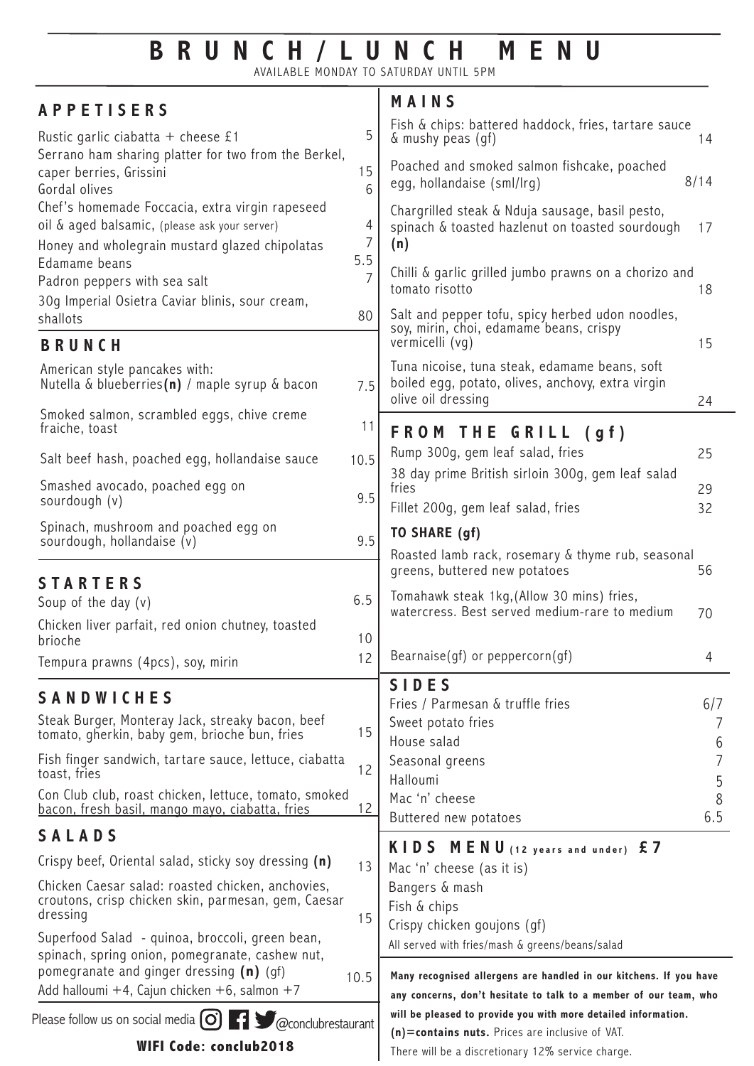# BRUNCH/LUNCH MENU

AVAILABLE MONDAY TO SATURDAY UNTIL 5PM

## APPETISERS

| Item | Price |
|---|---|
| Rustic garlic ciabatta + cheese £1 | 5 |
| Serrano ham sharing platter for two from the Berkel, caper berries, Grissini | 15 |
| Gordal olives | 6 |
| Chef's homemade Foccacia, extra virgin rapeseed oil & aged balsamic, (please ask your server) | 4 |
| Honey and wholegrain mustard glazed chipolatas | 7 |
| Edamame beans | 5.5 |
| Padron peppers with sea salt | 7 |
| 30g Imperial Osietra Caviar blinis, sour cream, shallots | 80 |

## BRUNCH

| Item | Price |
|---|---|
| American style pancakes with: Nutella & blueberries **(n)** / maple syrup & bacon | 7.5 |
| Smoked salmon, scrambled eggs, chive creme fraiche, toast | 11 |
| Salt beef hash, poached egg, hollandaise sauce | 10.5 |
| Smashed avocado, poached egg on sourdough (v) | 9.5 |
| Spinach, mushroom and poached egg on sourdough, hollandaise (v) | 9.5 |

## STARTERS

| Item | Price |
|---|---|
| Soup of the day (v) | 6.5 |
| Chicken liver parfait, red onion chutney, toasted brioche | 10 |
| Tempura prawns (4pcs), soy, mirin | 12 |

## SANDWICHES

| Item | Price |
|---|---|
| Steak Burger, Monteray Jack, streaky bacon, beef tomato, gherkin, baby gem, brioche bun, fries | 15 |
| Fish finger sandwich, tartare sauce, lettuce, ciabatta toast, fries | 12 |
| Con Club club, roast chicken, lettuce, tomato, smoked bacon, fresh basil, mango mayo, ciabatta, fries | 12 |

## SALADS

| Item | Price |
|---|---|
| Crispy beef, Oriental salad, sticky soy dressing **(n)** | 13 |
| Chicken Caesar salad: roasted chicken, anchovies, croutons, crisp chicken skin, parmesan, gem, Caesar dressing | 15 |
| Superfood Salad - quinoa, broccoli, green bean, spinach, spring onion, pomegranate, cashew nut, pomegranate and ginger dressing **(n)** (gf) | 10.5 |

Add halloumi +4, Cajun chicken +6, salmon +7

Please follow us on social media @conclubrestaurant

**WIFI Code: conclub2018**

## MAINS

| Item | Price |
|---|---|
| Fish & chips: battered haddock, fries, tartare sauce & mushy peas (gf) | 14 |
| Poached and smoked salmon fishcake, poached egg, hollandaise (sml/lrg) | 8/14 |
| Chargrilled steak & Nduja sausage, basil pesto, spinach & toasted hazlenut on toasted sourdough **(n)** | 17 |
| Chilli & garlic grilled jumbo prawns on a chorizo and tomato risotto | 18 |
| Salt and pepper tofu, spicy herbed udon noodles, soy, mirin, choi, edamame beans, crispy vermicelli (vg) | 15 |
| Tuna nicoise, tuna steak, edamame beans, soft boiled egg, potato, olives, anchovy, extra virgin olive oil dressing | 24 |

## FROM THE GRILL (gf)

| Item | Price |
|---|---|
| Rump 300g, gem leaf salad, fries | 25 |
| 38 day prime British sirloin 300g, gem leaf salad fries | 29 |
| Fillet 200g, gem leaf salad, fries | 32 |

### TO SHARE (gf)

| Item | Price |
|---|---|
| Roasted lamb rack, rosemary & thyme rub, seasonal greens, buttered new potatoes | 56 |
| Tomahawk steak 1kg,(Allow 30 mins) fries, watercress. Best served medium-rare to medium | 70 |
| Bearnaise(gf) or peppercorn(gf) | 4 |

## SIDES

| Item | Price |
|---|---|
| Fries / Parmesan & truffle fries | 6/7 |
| Sweet potato fries | 7 |
| House salad | 6 |
| Seasonal greens | 7 |
| Halloumi | 5 |
| Mac 'n' cheese | 8 |
| Buttered new potatoes | 6.5 |

## KIDS MENU (12 years and under) £7

- Mac 'n' cheese (as it is)
- Bangers & mash
- Fish & chips
- Crispy chicken goujons (gf)

All served with fries/mash & greens/beans/salad

**Many recognised allergens are handled in our kitchens. If you have any concerns, don't hesitate to talk to a member of our team, who will be pleased to provide you with more detailed information. (n)=contains nuts.** Prices are inclusive of VAT.

There will be a discretionary 12% service charge.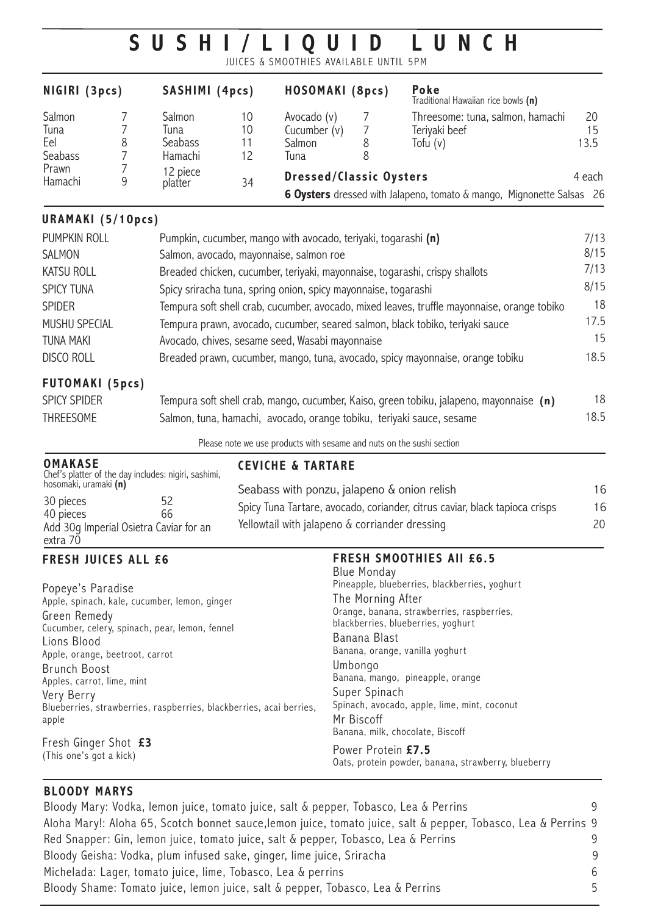# SUSHI/LIQUID LUNCH

JUICES & SMOOTHIES AVAILABLE UNTIL 5PM

## NIGIRI (3pcs)

| | |
|---|---|
| Salmon | 7 |
| Tuna | 7 |
| Eel | 8 |
| Seabass | 7 |
| Prawn | 7 |
| Hamachi | 9 |

## SASHIMI (4pcs)

| | |
|---|---|
| Salmon | 10 |
| Tuna | 10 |
| Seabass | 11 |
| Hamachi | 12 |
| 12 piece platter | 34 |

## HOSOMAKI (8pcs)

| | |
|---|---|
| Avocado (v) | 7 |
| Cucumber (v) | 7 |
| Salmon | 8 |
| Tuna | 8 |

## Poke

Traditional Hawaiian rice bowls **(n)**

| | |
|---|---|
| Threesome: tuna, salmon, hamachi | 20 |
| Teriyaki beef | 15 |
| Tofu (v) | 13.5 |

## Dressed/Classic Oysters — 4 each

**6 Oysters** dressed with Jalapeno, tomato & mango, Mignonette Salsas 26

## URAMAKI (5/10pcs)

| | | |
|---|---|---|
| PUMPKIN ROLL | Pumpkin, cucumber, mango with avocado, teriyaki, togarashi **(n)** | 7/13 |
| SALMON | Salmon, avocado, mayonnaise, salmon roe | 8/15 |
| KATSU ROLL | Breaded chicken, cucumber, teriyaki, mayonnaise, togarashi, crispy shallots | 7/13 |
| SPICY TUNA | Spicy sriracha tuna, spring onion, spicy mayonnaise, togarashi | 8/15 |
| SPIDER | Tempura soft shell crab, cucumber, avocado, mixed leaves, truffle mayonnaise, orange tobiko | 18 |
| MUSHU SPECIAL | Tempura prawn, avocado, cucumber, seared salmon, black tobiko, teriyaki sauce | 17.5 |
| TUNA MAKI | Avocado, chives, sesame seed, Wasabi mayonnaise | 15 |
| DISCO ROLL | Breaded prawn, cucumber, mango, tuna, avocado, spicy mayonnaise, orange tobiku | 18.5 |

## FUTOMAKI (5pcs)

| | | |
|---|---|---|
| SPICY SPIDER | Tempura soft shell crab, mango, cucumber, Kaiso, green tobiku, jalapeno, mayonnaise **(n)** | 18 |
| THREESOME | Salmon, tuna, hamachi, avocado, orange tobiku, teriyaki sauce, sesame | 18.5 |

Please note we use products with sesame and nuts on the sushi section

## OMAKASE

Chef's platter of the day includes: nigiri, sashimi, hosomaki, uramaki **(n)**

| | |
|---|---|
| 30 pieces | 52 |
| 40 pieces | 66 |

Add 30g Imperial Osietra Caviar for an extra 70

## CEVICHE & TARTARE

| | |
|---|---|
| Seabass with ponzu, jalapeno & onion relish | 16 |
| Spicy Tuna Tartare, avocado, coriander, citrus caviar, black tapioca crisps | 16 |
| Yellowtail with jalapeno & corriander dressing | 20 |

## FRESH JUICES ALL £6

Popeye's Paradise
Apple, spinach, kale, cucumber, lemon, ginger

Green Remedy
Cucumber, celery, spinach, pear, lemon, fennel

Lions Blood
Apple, orange, beetroot, carrot

Brunch Boost
Apples, carrot, lime, mint

Very Berry
Blueberries, strawberries, raspberries, blackberries, acai berries, apple

Fresh Ginger Shot **£3**
(This one's got a kick)

## FRESH SMOOTHIES All £6.5

Blue Monday
Pineapple, blueberries, blackberries, yoghurt

The Morning After
Orange, banana, strawberries, raspberries, blackberries, blueberries, yoghurt

Banana Blast
Banana, orange, vanilla yoghurt

Umbongo
Banana, mango, pineapple, orange

Super Spinach
Spinach, avocado, apple, lime, mint, coconut

Mr Biscoff
Banana, milk, chocolate, Biscoff

Power Protein **£7.5**
Oats, protein powder, banana, strawberry, blueberry

## BLOODY MARYS

| | |
|---|---|
| Bloody Mary: Vodka, lemon juice, tomato juice, salt & pepper, Tobasco, Lea & Perrins | 9 |
| Aloha Mary!: Aloha 65, Scotch bonnet sauce,lemon juice, tomato juice, salt & pepper, Tobasco, Lea & Perrins | 9 |
| Red Snapper: Gin, lemon juice, tomato juice, salt & pepper, Tobasco, Lea & Perrins | 9 |
| Bloody Geisha: Vodka, plum infused sake, ginger, lime juice, Sriracha | 9 |
| Michelada: Lager, tomato juice, lime, Tobasco, Lea & perrins | 6 |
| Bloody Shame: Tomato juice, lemon juice, salt & pepper, Tobasco, Lea & Perrins | 5 |